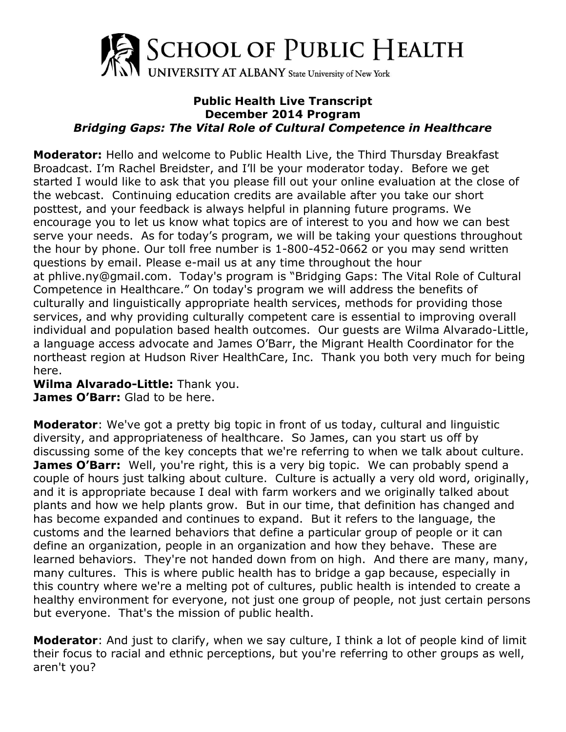SCHOOL OF PUBLIC HEALTH
UNIVERSITY AT ALBANY State University of New York

# Public Health Live Transcript
## December 2014 Program
### *Bridging Gaps: The Vital Role of Cultural Competence in Healthcare*

**Moderator:** Hello and welcome to Public Health Live, the Third Thursday Breakfast Broadcast. I'm Rachel Breidster, and I'll be your moderator today. Before we get started I would like to ask that you please fill out your online evaluation at the close of the webcast. Continuing education credits are available after you take our short posttest, and your feedback is always helpful in planning future programs. We encourage you to let us know what topics are of interest to you and how we can best serve your needs. As for today's program, we will be taking your questions throughout the hour by phone. Our toll free number is 1-800-452-0662 or you may send written questions by email. Please e-mail us at any time throughout the hour at phlive.ny@gmail.com. Today's program is "Bridging Gaps: The Vital Role of Cultural Competence in Healthcare." On today's program we will address the benefits of culturally and linguistically appropriate health services, methods for providing those services, and why providing culturally competent care is essential to improving overall individual and population based health outcomes. Our guests are Wilma Alvarado-Little, a language access advocate and James O'Barr, the Migrant Health Coordinator for the northeast region at Hudson River HealthCare, Inc. Thank you both very much for being here.

**Wilma Alvarado-Little:** Thank you.

**James O'Barr:** Glad to be here.

**Moderator**: We've got a pretty big topic in front of us today, cultural and linguistic diversity, and appropriateness of healthcare. So James, can you start us off by discussing some of the key concepts that we're referring to when we talk about culture.

**James O'Barr:** Well, you're right, this is a very big topic. We can probably spend a couple of hours just talking about culture. Culture is actually a very old word, originally, and it is appropriate because I deal with farm workers and we originally talked about plants and how we help plants grow. But in our time, that definition has changed and has become expanded and continues to expand. But it refers to the language, the customs and the learned behaviors that define a particular group of people or it can define an organization, people in an organization and how they behave. These are learned behaviors. They're not handed down from on high. And there are many, many, many cultures. This is where public health has to bridge a gap because, especially in this country where we're a melting pot of cultures, public health is intended to create a healthy environment for everyone, not just one group of people, not just certain persons but everyone. That's the mission of public health.

**Moderator**: And just to clarify, when we say culture, I think a lot of people kind of limit their focus to racial and ethnic perceptions, but you're referring to other groups as well, aren't you?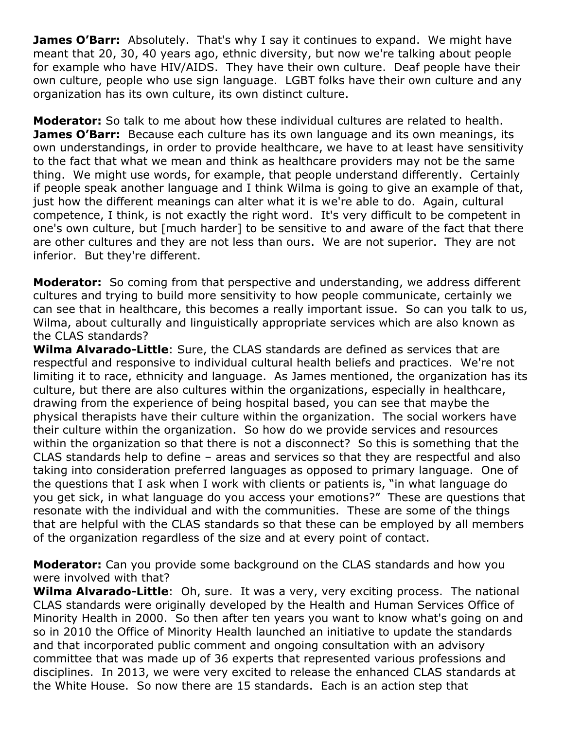**James O'Barr:** Absolutely. That's why I say it continues to expand. We might have meant that 20, 30, 40 years ago, ethnic diversity, but now we're talking about people for example who have HIV/AIDS. They have their own culture. Deaf people have their own culture, people who use sign language. LGBT folks have their own culture and any organization has its own culture, its own distinct culture.

**Moderator:** So talk to me about how these individual cultures are related to health.

**James O'Barr:** Because each culture has its own language and its own meanings, its own understandings, in order to provide healthcare, we have to at least have sensitivity to the fact that what we mean and think as healthcare providers may not be the same thing. We might use words, for example, that people understand differently. Certainly if people speak another language and I think Wilma is going to give an example of that, just how the different meanings can alter what it is we're able to do. Again, cultural competence, I think, is not exactly the right word. It's very difficult to be competent in one's own culture, but [much harder] to be sensitive to and aware of the fact that there are other cultures and they are not less than ours. We are not superior. They are not inferior. But they're different.

**Moderator:** So coming from that perspective and understanding, we address different cultures and trying to build more sensitivity to how people communicate, certainly we can see that in healthcare, this becomes a really important issue. So can you talk to us, Wilma, about culturally and linguistically appropriate services which are also known as the CLAS standards?

**Wilma Alvarado-Little**: Sure, the CLAS standards are defined as services that are respectful and responsive to individual cultural health beliefs and practices. We're not limiting it to race, ethnicity and language. As James mentioned, the organization has its culture, but there are also cultures within the organizations, especially in healthcare, drawing from the experience of being hospital based, you can see that maybe the physical therapists have their culture within the organization. The social workers have their culture within the organization. So how do we provide services and resources within the organization so that there is not a disconnect? So this is something that the CLAS standards help to define – areas and services so that they are respectful and also taking into consideration preferred languages as opposed to primary language. One of the questions that I ask when I work with clients or patients is, "in what language do you get sick, in what language do you access your emotions?" These are questions that resonate with the individual and with the communities. These are some of the things that are helpful with the CLAS standards so that these can be employed by all members of the organization regardless of the size and at every point of contact.

**Moderator:** Can you provide some background on the CLAS standards and how you were involved with that?

**Wilma Alvarado-Little**: Oh, sure. It was a very, very exciting process. The national CLAS standards were originally developed by the Health and Human Services Office of Minority Health in 2000. So then after ten years you want to know what's going on and so in 2010 the Office of Minority Health launched an initiative to update the standards and that incorporated public comment and ongoing consultation with an advisory committee that was made up of 36 experts that represented various professions and disciplines. In 2013, we were very excited to release the enhanced CLAS standards at the White House. So now there are 15 standards. Each is an action step that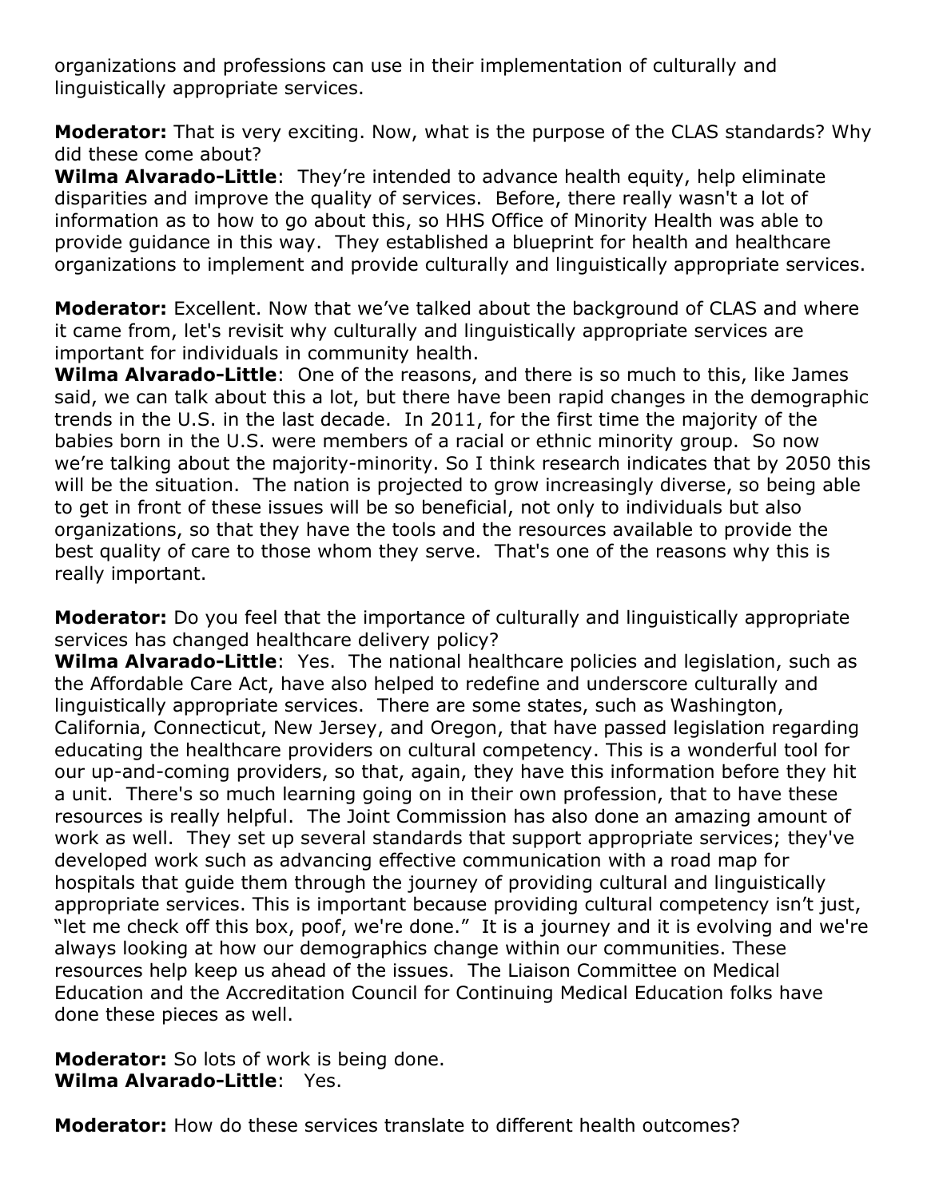organizations and professions can use in their implementation of culturally and linguistically appropriate services.

**Moderator:** That is very exciting. Now, what is the purpose of the CLAS standards? Why did these come about?
**Wilma Alvarado-Little**: They're intended to advance health equity, help eliminate disparities and improve the quality of services. Before, there really wasn't a lot of information as to how to go about this, so HHS Office of Minority Health was able to provide guidance in this way. They established a blueprint for health and healthcare organizations to implement and provide culturally and linguistically appropriate services.

**Moderator:** Excellent. Now that we've talked about the background of CLAS and where it came from, let's revisit why culturally and linguistically appropriate services are important for individuals in community health.
**Wilma Alvarado-Little**: One of the reasons, and there is so much to this, like James said, we can talk about this a lot, but there have been rapid changes in the demographic trends in the U.S. in the last decade. In 2011, for the first time the majority of the babies born in the U.S. were members of a racial or ethnic minority group. So now we're talking about the majority-minority. So I think research indicates that by 2050 this will be the situation. The nation is projected to grow increasingly diverse, so being able to get in front of these issues will be so beneficial, not only to individuals but also organizations, so that they have the tools and the resources available to provide the best quality of care to those whom they serve. That's one of the reasons why this is really important.

**Moderator:** Do you feel that the importance of culturally and linguistically appropriate services has changed healthcare delivery policy?
**Wilma Alvarado-Little**: Yes. The national healthcare policies and legislation, such as the Affordable Care Act, have also helped to redefine and underscore culturally and linguistically appropriate services. There are some states, such as Washington, California, Connecticut, New Jersey, and Oregon, that have passed legislation regarding educating the healthcare providers on cultural competency. This is a wonderful tool for our up-and-coming providers, so that, again, they have this information before they hit a unit. There's so much learning going on in their own profession, that to have these resources is really helpful. The Joint Commission has also done an amazing amount of work as well. They set up several standards that support appropriate services; they've developed work such as advancing effective communication with a road map for hospitals that guide them through the journey of providing cultural and linguistically appropriate services. This is important because providing cultural competency isn't just, "let me check off this box, poof, we're done." It is a journey and it is evolving and we're always looking at how our demographics change within our communities. These resources help keep us ahead of the issues. The Liaison Committee on Medical Education and the Accreditation Council for Continuing Medical Education folks have done these pieces as well.

**Moderator:** So lots of work is being done.
**Wilma Alvarado-Little**: Yes.

**Moderator:** How do these services translate to different health outcomes?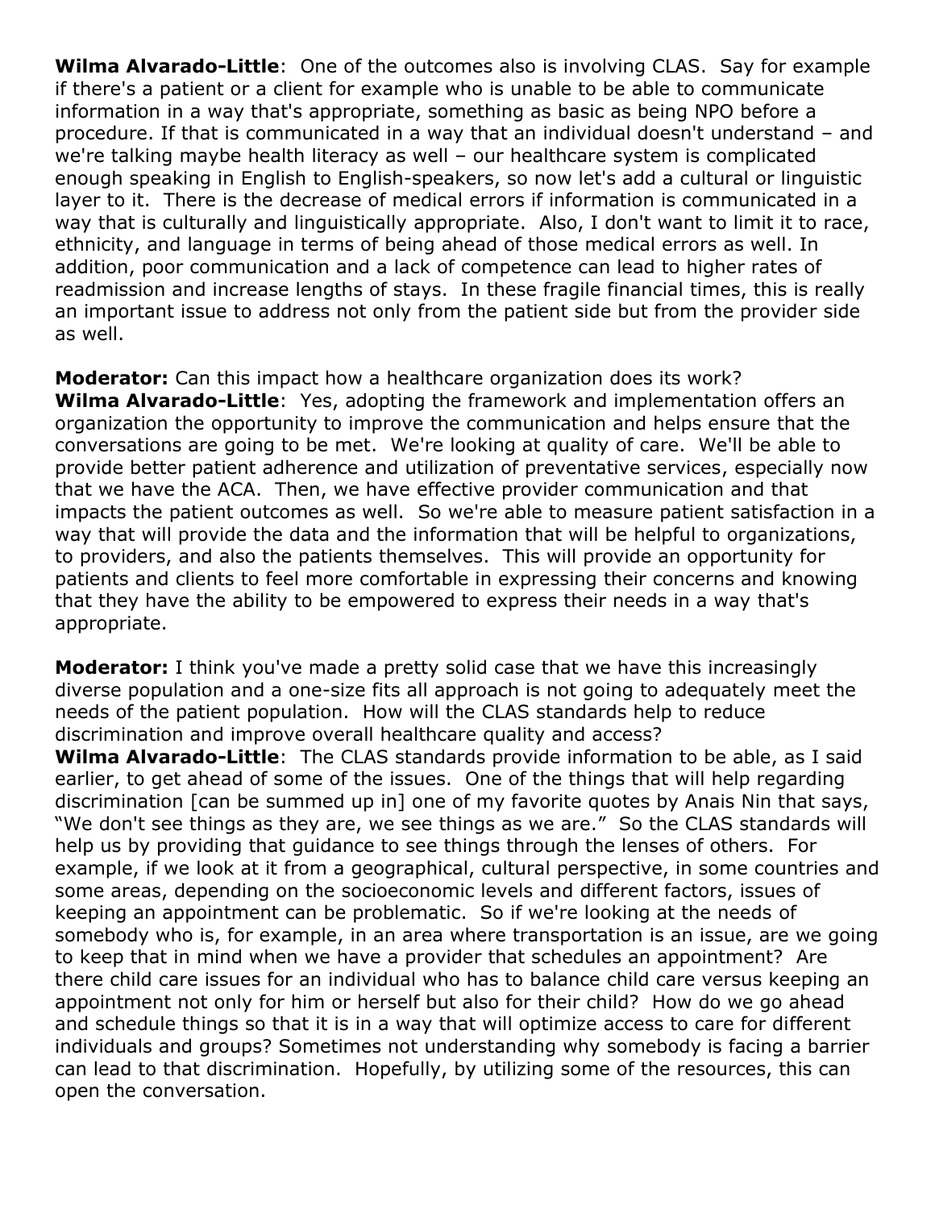**Wilma Alvarado-Little**: One of the outcomes also is involving CLAS. Say for example if there's a patient or a client for example who is unable to be able to communicate information in a way that's appropriate, something as basic as being NPO before a procedure. If that is communicated in a way that an individual doesn't understand – and we're talking maybe health literacy as well – our healthcare system is complicated enough speaking in English to English-speakers, so now let's add a cultural or linguistic layer to it. There is the decrease of medical errors if information is communicated in a way that is culturally and linguistically appropriate. Also, I don't want to limit it to race, ethnicity, and language in terms of being ahead of those medical errors as well. In addition, poor communication and a lack of competence can lead to higher rates of readmission and increase lengths of stays. In these fragile financial times, this is really an important issue to address not only from the patient side but from the provider side as well.

**Moderator:** Can this impact how a healthcare organization does its work?
**Wilma Alvarado-Little**: Yes, adopting the framework and implementation offers an organization the opportunity to improve the communication and helps ensure that the conversations are going to be met. We're looking at quality of care. We'll be able to provide better patient adherence and utilization of preventative services, especially now that we have the ACA. Then, we have effective provider communication and that impacts the patient outcomes as well. So we're able to measure patient satisfaction in a way that will provide the data and the information that will be helpful to organizations, to providers, and also the patients themselves. This will provide an opportunity for patients and clients to feel more comfortable in expressing their concerns and knowing that they have the ability to be empowered to express their needs in a way that's appropriate.

**Moderator:** I think you've made a pretty solid case that we have this increasingly diverse population and a one-size fits all approach is not going to adequately meet the needs of the patient population. How will the CLAS standards help to reduce discrimination and improve overall healthcare quality and access?
**Wilma Alvarado-Little**: The CLAS standards provide information to be able, as I said earlier, to get ahead of some of the issues. One of the things that will help regarding discrimination [can be summed up in] one of my favorite quotes by Anais Nin that says, "We don't see things as they are, we see things as we are." So the CLAS standards will help us by providing that guidance to see things through the lenses of others. For example, if we look at it from a geographical, cultural perspective, in some countries and some areas, depending on the socioeconomic levels and different factors, issues of keeping an appointment can be problematic. So if we're looking at the needs of somebody who is, for example, in an area where transportation is an issue, are we going to keep that in mind when we have a provider that schedules an appointment? Are there child care issues for an individual who has to balance child care versus keeping an appointment not only for him or herself but also for their child? How do we go ahead and schedule things so that it is in a way that will optimize access to care for different individuals and groups? Sometimes not understanding why somebody is facing a barrier can lead to that discrimination. Hopefully, by utilizing some of the resources, this can open the conversation.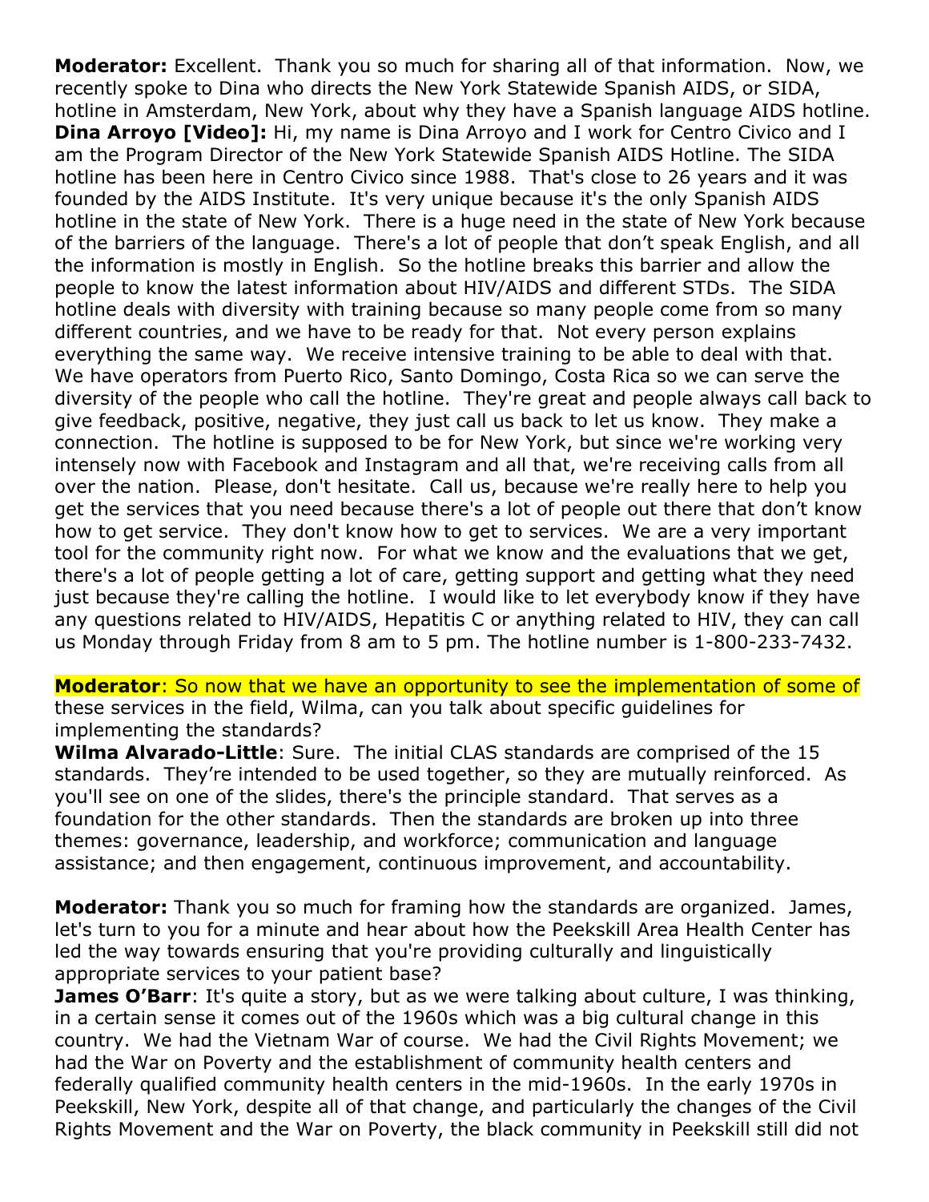**Moderator:** Excellent. Thank you so much for sharing all of that information. Now, we recently spoke to Dina who directs the New York Statewide Spanish AIDS, or SIDA, hotline in Amsterdam, New York, about why they have a Spanish language AIDS hotline.

**Dina Arroyo [Video]:** Hi, my name is Dina Arroyo and I work for Centro Civico and I am the Program Director of the New York Statewide Spanish AIDS Hotline. The SIDA hotline has been here in Centro Civico since 1988. That's close to 26 years and it was founded by the AIDS Institute. It's very unique because it's the only Spanish AIDS hotline in the state of New York. There is a huge need in the state of New York because of the barriers of the language. There's a lot of people that don't speak English, and all the information is mostly in English. So the hotline breaks this barrier and allow the people to know the latest information about HIV/AIDS and different STDs. The SIDA hotline deals with diversity with training because so many people come from so many different countries, and we have to be ready for that. Not every person explains everything the same way. We receive intensive training to be able to deal with that. We have operators from Puerto Rico, Santo Domingo, Costa Rica so we can serve the diversity of the people who call the hotline. They're great and people always call back to give feedback, positive, negative, they just call us back to let us know. They make a connection. The hotline is supposed to be for New York, but since we're working very intensely now with Facebook and Instagram and all that, we're receiving calls from all over the nation. Please, don't hesitate. Call us, because we're really here to help you get the services that you need because there's a lot of people out there that don't know how to get service. They don't know how to get to services. We are a very important tool for the community right now. For what we know and the evaluations that we get, there's a lot of people getting a lot of care, getting support and getting what they need just because they're calling the hotline. I would like to let everybody know if they have any questions related to HIV/AIDS, Hepatitis C or anything related to HIV, they can call us Monday through Friday from 8 am to 5 pm. The hotline number is 1-800-233-7432.

**Moderator**: So now that we have an opportunity to see the implementation of some of these services in the field, Wilma, can you talk about specific guidelines for implementing the standards?

**Wilma Alvarado-Little**: Sure. The initial CLAS standards are comprised of the 15 standards. They're intended to be used together, so they are mutually reinforced. As you'll see on one of the slides, there's the principle standard. That serves as a foundation for the other standards. Then the standards are broken up into three themes: governance, leadership, and workforce; communication and language assistance; and then engagement, continuous improvement, and accountability.

**Moderator:** Thank you so much for framing how the standards are organized. James, let's turn to you for a minute and hear about how the Peekskill Area Health Center has led the way towards ensuring that you're providing culturally and linguistically appropriate services to your patient base?

**James O'Barr**: It's quite a story, but as we were talking about culture, I was thinking, in a certain sense it comes out of the 1960s which was a big cultural change in this country. We had the Vietnam War of course. We had the Civil Rights Movement; we had the War on Poverty and the establishment of community health centers and federally qualified community health centers in the mid-1960s. In the early 1970s in Peekskill, New York, despite all of that change, and particularly the changes of the Civil Rights Movement and the War on Poverty, the black community in Peekskill still did not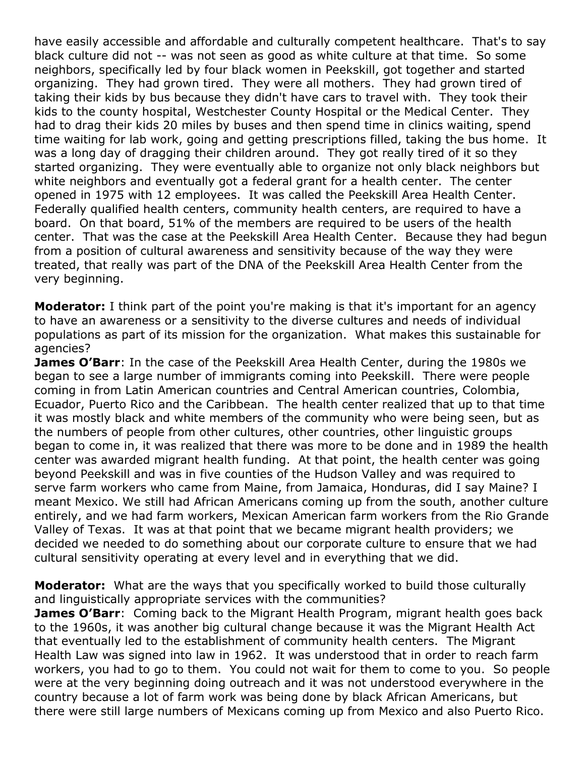have easily accessible and affordable and culturally competent healthcare. That's to say black culture did not -- was not seen as good as white culture at that time. So some neighbors, specifically led by four black women in Peekskill, got together and started organizing. They had grown tired. They were all mothers. They had grown tired of taking their kids by bus because they didn't have cars to travel with. They took their kids to the county hospital, Westchester County Hospital or the Medical Center. They had to drag their kids 20 miles by buses and then spend time in clinics waiting, spend time waiting for lab work, going and getting prescriptions filled, taking the bus home. It was a long day of dragging their children around. They got really tired of it so they started organizing. They were eventually able to organize not only black neighbors but white neighbors and eventually got a federal grant for a health center. The center opened in 1975 with 12 employees. It was called the Peekskill Area Health Center. Federally qualified health centers, community health centers, are required to have a board. On that board, 51% of the members are required to be users of the health center. That was the case at the Peekskill Area Health Center. Because they had begun from a position of cultural awareness and sensitivity because of the way they were treated, that really was part of the DNA of the Peekskill Area Health Center from the very beginning.

**Moderator:** I think part of the point you're making is that it's important for an agency to have an awareness or a sensitivity to the diverse cultures and needs of individual populations as part of its mission for the organization. What makes this sustainable for agencies?

**James O'Barr**: In the case of the Peekskill Area Health Center, during the 1980s we began to see a large number of immigrants coming into Peekskill. There were people coming in from Latin American countries and Central American countries, Colombia, Ecuador, Puerto Rico and the Caribbean. The health center realized that up to that time it was mostly black and white members of the community who were being seen, but as the numbers of people from other cultures, other countries, other linguistic groups began to come in, it was realized that there was more to be done and in 1989 the health center was awarded migrant health funding. At that point, the health center was going beyond Peekskill and was in five counties of the Hudson Valley and was required to serve farm workers who came from Maine, from Jamaica, Honduras, did I say Maine? I meant Mexico. We still had African Americans coming up from the south, another culture entirely, and we had farm workers, Mexican American farm workers from the Rio Grande Valley of Texas. It was at that point that we became migrant health providers; we decided we needed to do something about our corporate culture to ensure that we had cultural sensitivity operating at every level and in everything that we did.

**Moderator:** What are the ways that you specifically worked to build those culturally and linguistically appropriate services with the communities?

**James O'Barr**: Coming back to the Migrant Health Program, migrant health goes back to the 1960s, it was another big cultural change because it was the Migrant Health Act that eventually led to the establishment of community health centers. The Migrant Health Law was signed into law in 1962. It was understood that in order to reach farm workers, you had to go to them. You could not wait for them to come to you. So people were at the very beginning doing outreach and it was not understood everywhere in the country because a lot of farm work was being done by black African Americans, but there were still large numbers of Mexicans coming up from Mexico and also Puerto Rico.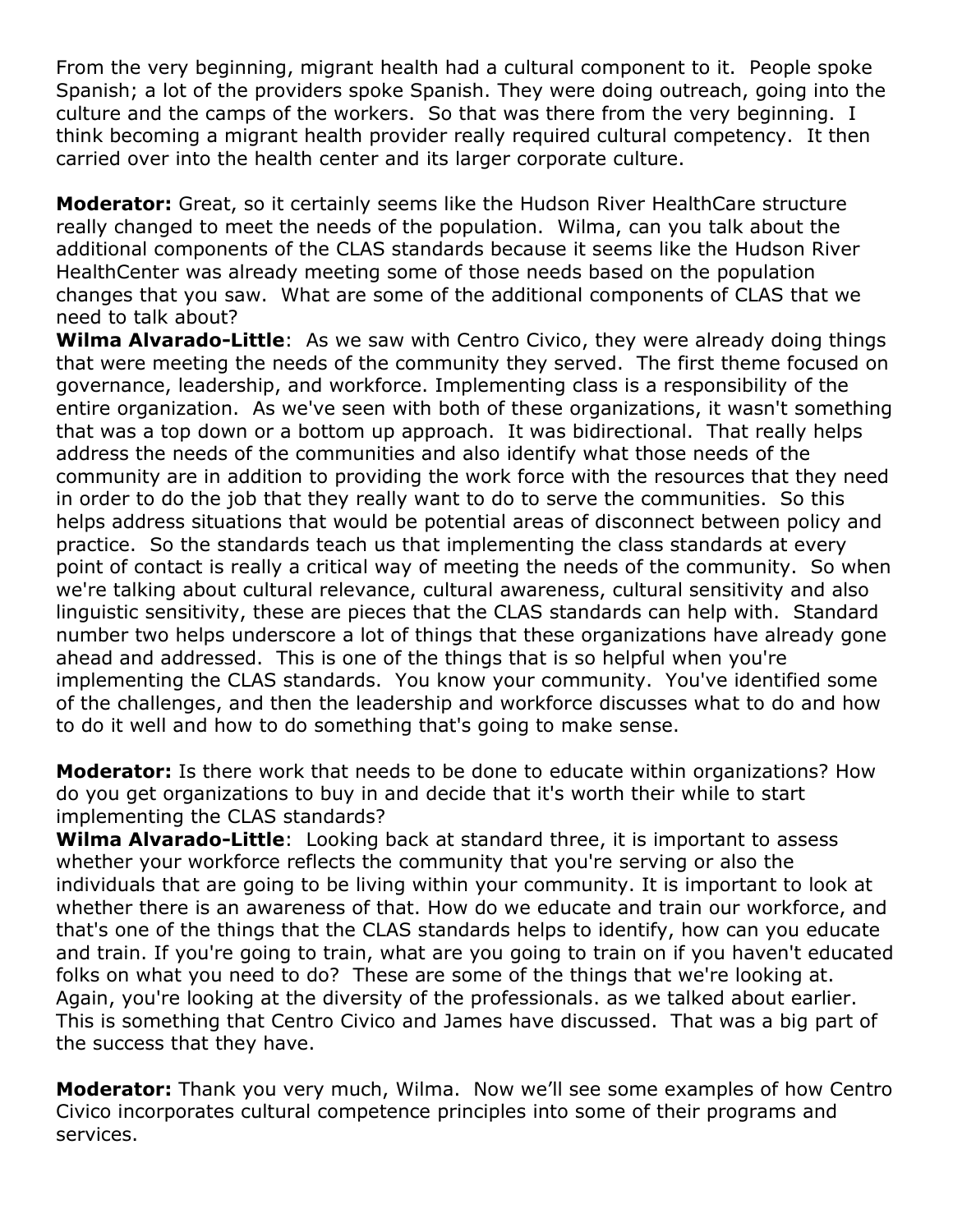From the very beginning, migrant health had a cultural component to it. People spoke Spanish; a lot of the providers spoke Spanish. They were doing outreach, going into the culture and the camps of the workers. So that was there from the very beginning. I think becoming a migrant health provider really required cultural competency. It then carried over into the health center and its larger corporate culture.

**Moderator:** Great, so it certainly seems like the Hudson River HealthCare structure really changed to meet the needs of the population. Wilma, can you talk about the additional components of the CLAS standards because it seems like the Hudson River HealthCenter was already meeting some of those needs based on the population changes that you saw. What are some of the additional components of CLAS that we need to talk about?

**Wilma Alvarado-Little**: As we saw with Centro Civico, they were already doing things that were meeting the needs of the community they served. The first theme focused on governance, leadership, and workforce. Implementing class is a responsibility of the entire organization. As we've seen with both of these organizations, it wasn't something that was a top down or a bottom up approach. It was bidirectional. That really helps address the needs of the communities and also identify what those needs of the community are in addition to providing the work force with the resources that they need in order to do the job that they really want to do to serve the communities. So this helps address situations that would be potential areas of disconnect between policy and practice. So the standards teach us that implementing the class standards at every point of contact is really a critical way of meeting the needs of the community. So when we're talking about cultural relevance, cultural awareness, cultural sensitivity and also linguistic sensitivity, these are pieces that the CLAS standards can help with. Standard number two helps underscore a lot of things that these organizations have already gone ahead and addressed. This is one of the things that is so helpful when you're implementing the CLAS standards. You know your community. You've identified some of the challenges, and then the leadership and workforce discusses what to do and how to do it well and how to do something that's going to make sense.

**Moderator:** Is there work that needs to be done to educate within organizations? How do you get organizations to buy in and decide that it's worth their while to start implementing the CLAS standards?

**Wilma Alvarado-Little**: Looking back at standard three, it is important to assess whether your workforce reflects the community that you're serving or also the individuals that are going to be living within your community. It is important to look at whether there is an awareness of that. How do we educate and train our workforce, and that's one of the things that the CLAS standards helps to identify, how can you educate and train. If you're going to train, what are you going to train on if you haven't educated folks on what you need to do? These are some of the things that we're looking at. Again, you're looking at the diversity of the professionals. as we talked about earlier. This is something that Centro Civico and James have discussed. That was a big part of the success that they have.

**Moderator:** Thank you very much, Wilma. Now we'll see some examples of how Centro Civico incorporates cultural competence principles into some of their programs and services.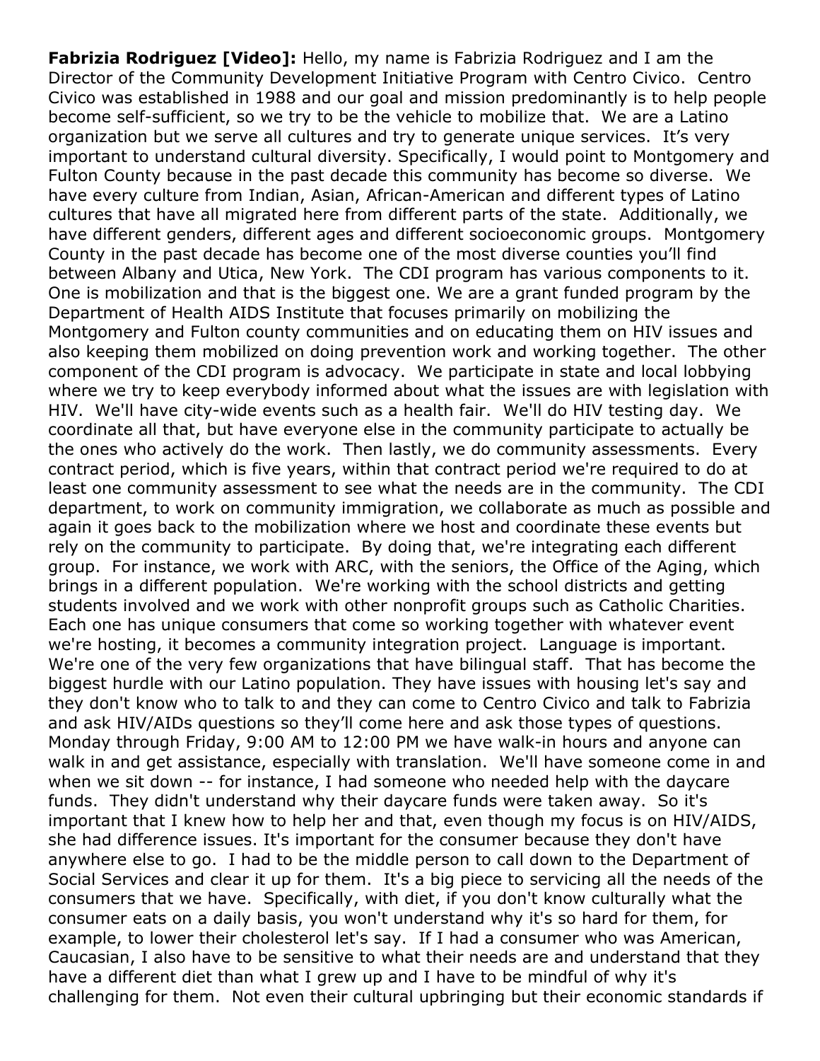**Fabrizia Rodriguez [Video]:** Hello, my name is Fabrizia Rodriguez and I am the Director of the Community Development Initiative Program with Centro Civico. Centro Civico was established in 1988 and our goal and mission predominantly is to help people become self-sufficient, so we try to be the vehicle to mobilize that. We are a Latino organization but we serve all cultures and try to generate unique services. It's very important to understand cultural diversity. Specifically, I would point to Montgomery and Fulton County because in the past decade this community has become so diverse. We have every culture from Indian, Asian, African-American and different types of Latino cultures that have all migrated here from different parts of the state. Additionally, we have different genders, different ages and different socioeconomic groups. Montgomery County in the past decade has become one of the most diverse counties you'll find between Albany and Utica, New York. The CDI program has various components to it. One is mobilization and that is the biggest one. We are a grant funded program by the Department of Health AIDS Institute that focuses primarily on mobilizing the Montgomery and Fulton county communities and on educating them on HIV issues and also keeping them mobilized on doing prevention work and working together. The other component of the CDI program is advocacy. We participate in state and local lobbying where we try to keep everybody informed about what the issues are with legislation with HIV. We'll have city-wide events such as a health fair. We'll do HIV testing day. We coordinate all that, but have everyone else in the community participate to actually be the ones who actively do the work. Then lastly, we do community assessments. Every contract period, which is five years, within that contract period we're required to do at least one community assessment to see what the needs are in the community. The CDI department, to work on community immigration, we collaborate as much as possible and again it goes back to the mobilization where we host and coordinate these events but rely on the community to participate. By doing that, we're integrating each different group. For instance, we work with ARC, with the seniors, the Office of the Aging, which brings in a different population. We're working with the school districts and getting students involved and we work with other nonprofit groups such as Catholic Charities. Each one has unique consumers that come so working together with whatever event we're hosting, it becomes a community integration project. Language is important. We're one of the very few organizations that have bilingual staff. That has become the biggest hurdle with our Latino population. They have issues with housing let's say and they don't know who to talk to and they can come to Centro Civico and talk to Fabrizia and ask HIV/AIDs questions so they'll come here and ask those types of questions. Monday through Friday, 9:00 AM to 12:00 PM we have walk-in hours and anyone can walk in and get assistance, especially with translation. We'll have someone come in and when we sit down -- for instance, I had someone who needed help with the daycare funds. They didn't understand why their daycare funds were taken away. So it's important that I knew how to help her and that, even though my focus is on HIV/AIDS, she had difference issues. It's important for the consumer because they don't have anywhere else to go. I had to be the middle person to call down to the Department of Social Services and clear it up for them. It's a big piece to servicing all the needs of the consumers that we have. Specifically, with diet, if you don't know culturally what the consumer eats on a daily basis, you won't understand why it's so hard for them, for example, to lower their cholesterol let's say. If I had a consumer who was American, Caucasian, I also have to be sensitive to what their needs are and understand that they have a different diet than what I grew up and I have to be mindful of why it's challenging for them. Not even their cultural upbringing but their economic standards if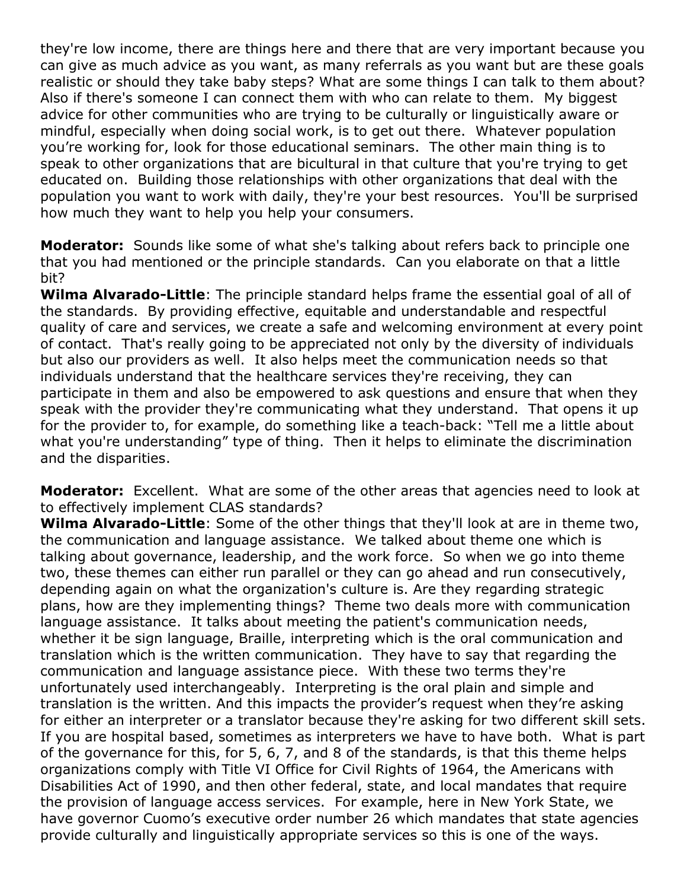they're low income, there are things here and there that are very important because you can give as much advice as you want, as many referrals as you want but are these goals realistic or should they take baby steps? What are some things I can talk to them about? Also if there's someone I can connect them with who can relate to them. My biggest advice for other communities who are trying to be culturally or linguistically aware or mindful, especially when doing social work, is to get out there. Whatever population you're working for, look for those educational seminars. The other main thing is to speak to other organizations that are bicultural in that culture that you're trying to get educated on. Building those relationships with other organizations that deal with the population you want to work with daily, they're your best resources. You'll be surprised how much they want to help you help your consumers.

**Moderator:** Sounds like some of what she's talking about refers back to principle one that you had mentioned or the principle standards. Can you elaborate on that a little bit?

**Wilma Alvarado-Little**: The principle standard helps frame the essential goal of all of the standards. By providing effective, equitable and understandable and respectful quality of care and services, we create a safe and welcoming environment at every point of contact. That's really going to be appreciated not only by the diversity of individuals but also our providers as well. It also helps meet the communication needs so that individuals understand that the healthcare services they're receiving, they can participate in them and also be empowered to ask questions and ensure that when they speak with the provider they're communicating what they understand. That opens it up for the provider to, for example, do something like a teach-back: "Tell me a little about what you're understanding" type of thing. Then it helps to eliminate the discrimination and the disparities.

**Moderator:** Excellent. What are some of the other areas that agencies need to look at to effectively implement CLAS standards?

**Wilma Alvarado-Little**: Some of the other things that they'll look at are in theme two, the communication and language assistance. We talked about theme one which is talking about governance, leadership, and the work force. So when we go into theme two, these themes can either run parallel or they can go ahead and run consecutively, depending again on what the organization's culture is. Are they regarding strategic plans, how are they implementing things? Theme two deals more with communication language assistance. It talks about meeting the patient's communication needs, whether it be sign language, Braille, interpreting which is the oral communication and translation which is the written communication. They have to say that regarding the communication and language assistance piece. With these two terms they're unfortunately used interchangeably. Interpreting is the oral plain and simple and translation is the written. And this impacts the provider's request when they're asking for either an interpreter or a translator because they're asking for two different skill sets. If you are hospital based, sometimes as interpreters we have to have both. What is part of the governance for this, for 5, 6, 7, and 8 of the standards, is that this theme helps organizations comply with Title VI Office for Civil Rights of 1964, the Americans with Disabilities Act of 1990, and then other federal, state, and local mandates that require the provision of language access services. For example, here in New York State, we have governor Cuomo's executive order number 26 which mandates that state agencies provide culturally and linguistically appropriate services so this is one of the ways.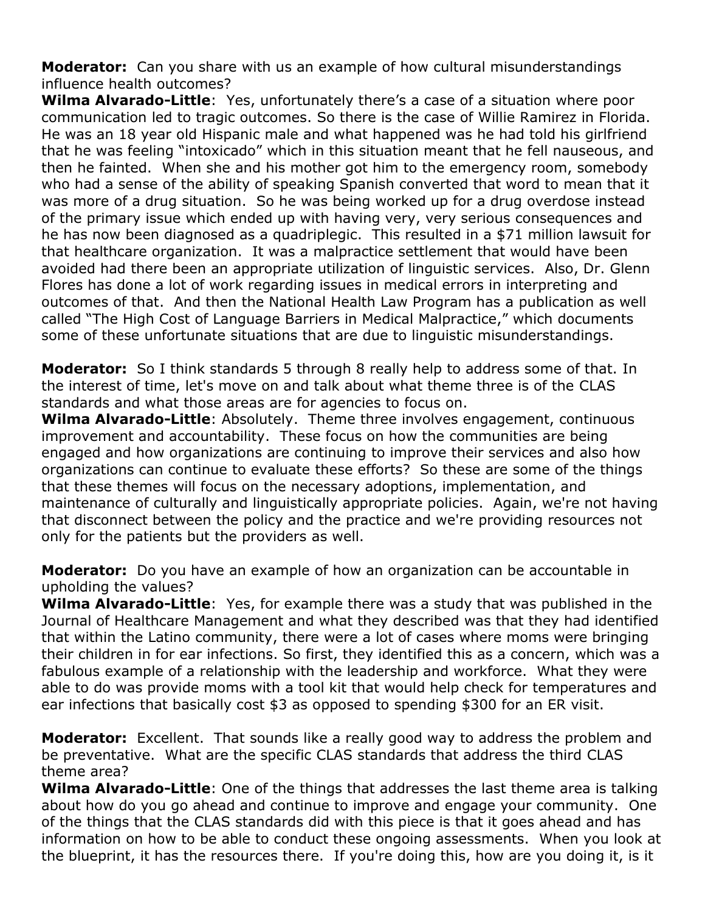**Moderator:** Can you share with us an example of how cultural misunderstandings influence health outcomes?

**Wilma Alvarado-Little**: Yes, unfortunately there's a case of a situation where poor communication led to tragic outcomes. So there is the case of Willie Ramirez in Florida. He was an 18 year old Hispanic male and what happened was he had told his girlfriend that he was feeling "intoxicado" which in this situation meant that he fell nauseous, and then he fainted. When she and his mother got him to the emergency room, somebody who had a sense of the ability of speaking Spanish converted that word to mean that it was more of a drug situation. So he was being worked up for a drug overdose instead of the primary issue which ended up with having very, very serious consequences and he has now been diagnosed as a quadriplegic. This resulted in a $71 million lawsuit for that healthcare organization. It was a malpractice settlement that would have been avoided had there been an appropriate utilization of linguistic services. Also, Dr. Glenn Flores has done a lot of work regarding issues in medical errors in interpreting and outcomes of that. And then the National Health Law Program has a publication as well called "The High Cost of Language Barriers in Medical Malpractice," which documents some of these unfortunate situations that are due to linguistic misunderstandings.

**Moderator:** So I think standards 5 through 8 really help to address some of that. In the interest of time, let's move on and talk about what theme three is of the CLAS standards and what those areas are for agencies to focus on.

**Wilma Alvarado-Little**: Absolutely. Theme three involves engagement, continuous improvement and accountability. These focus on how the communities are being engaged and how organizations are continuing to improve their services and also how organizations can continue to evaluate these efforts? So these are some of the things that these themes will focus on the necessary adoptions, implementation, and maintenance of culturally and linguistically appropriate policies. Again, we're not having that disconnect between the policy and the practice and we're providing resources not only for the patients but the providers as well.

**Moderator:** Do you have an example of how an organization can be accountable in upholding the values?

**Wilma Alvarado-Little**: Yes, for example there was a study that was published in the Journal of Healthcare Management and what they described was that they had identified that within the Latino community, there were a lot of cases where moms were bringing their children in for ear infections. So first, they identified this as a concern, which was a fabulous example of a relationship with the leadership and workforce. What they were able to do was provide moms with a tool kit that would help check for temperatures and ear infections that basically cost $3 as opposed to spending $300 for an ER visit.

**Moderator:** Excellent. That sounds like a really good way to address the problem and be preventative. What are the specific CLAS standards that address the third CLAS theme area?

**Wilma Alvarado-Little**: One of the things that addresses the last theme area is talking about how do you go ahead and continue to improve and engage your community. One of the things that the CLAS standards did with this piece is that it goes ahead and has information on how to be able to conduct these ongoing assessments. When you look at the blueprint, it has the resources there. If you're doing this, how are you doing it, is it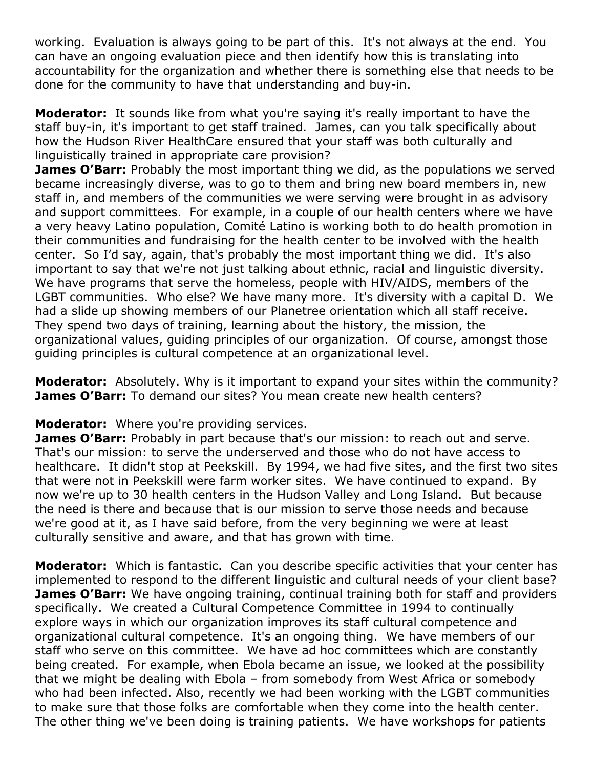working. Evaluation is always going to be part of this. It's not always at the end. You can have an ongoing evaluation piece and then identify how this is translating into accountability for the organization and whether there is something else that needs to be done for the community to have that understanding and buy-in.

**Moderator:** It sounds like from what you're saying it's really important to have the staff buy-in, it's important to get staff trained. James, can you talk specifically about how the Hudson River HealthCare ensured that your staff was both culturally and linguistically trained in appropriate care provision?

**James O'Barr:** Probably the most important thing we did, as the populations we served became increasingly diverse, was to go to them and bring new board members in, new staff in, and members of the communities we were serving were brought in as advisory and support committees. For example, in a couple of our health centers where we have a very heavy Latino population, Comité Latino is working both to do health promotion in their communities and fundraising for the health center to be involved with the health center. So I'd say, again, that's probably the most important thing we did. It's also important to say that we're not just talking about ethnic, racial and linguistic diversity. We have programs that serve the homeless, people with HIV/AIDS, members of the LGBT communities. Who else? We have many more. It's diversity with a capital D. We had a slide up showing members of our Planetree orientation which all staff receive. They spend two days of training, learning about the history, the mission, the organizational values, guiding principles of our organization. Of course, amongst those guiding principles is cultural competence at an organizational level.

**Moderator:** Absolutely. Why is it important to expand your sites within the community?

**James O'Barr:** To demand our sites? You mean create new health centers?

**Moderator:** Where you're providing services.

**James O'Barr:** Probably in part because that's our mission: to reach out and serve. That's our mission: to serve the underserved and those who do not have access to healthcare. It didn't stop at Peekskill. By 1994, we had five sites, and the first two sites that were not in Peekskill were farm worker sites. We have continued to expand. By now we're up to 30 health centers in the Hudson Valley and Long Island. But because the need is there and because that is our mission to serve those needs and because we're good at it, as I have said before, from the very beginning we were at least culturally sensitive and aware, and that has grown with time.

**Moderator:** Which is fantastic. Can you describe specific activities that your center has implemented to respond to the different linguistic and cultural needs of your client base?

**James O'Barr:** We have ongoing training, continual training both for staff and providers specifically. We created a Cultural Competence Committee in 1994 to continually explore ways in which our organization improves its staff cultural competence and organizational cultural competence. It's an ongoing thing. We have members of our staff who serve on this committee. We have ad hoc committees which are constantly being created. For example, when Ebola became an issue, we looked at the possibility that we might be dealing with Ebola – from somebody from West Africa or somebody who had been infected. Also, recently we had been working with the LGBT communities to make sure that those folks are comfortable when they come into the health center. The other thing we've been doing is training patients. We have workshops for patients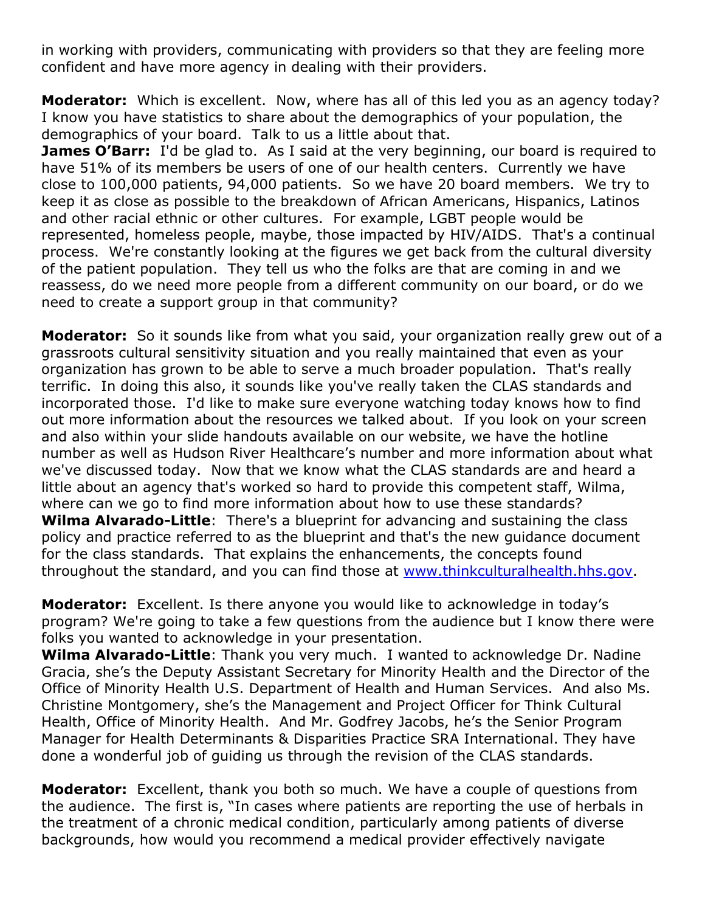in working with providers, communicating with providers so that they are feeling more confident and have more agency in dealing with their providers.

**Moderator:** Which is excellent. Now, where has all of this led you as an agency today? I know you have statistics to share about the demographics of your population, the demographics of your board. Talk to us a little about that.

**James O'Barr:** I'd be glad to. As I said at the very beginning, our board is required to have 51% of its members be users of one of our health centers. Currently we have close to 100,000 patients, 94,000 patients. So we have 20 board members. We try to keep it as close as possible to the breakdown of African Americans, Hispanics, Latinos and other racial ethnic or other cultures. For example, LGBT people would be represented, homeless people, maybe, those impacted by HIV/AIDS. That's a continual process. We're constantly looking at the figures we get back from the cultural diversity of the patient population. They tell us who the folks are that are coming in and we reassess, do we need more people from a different community on our board, or do we need to create a support group in that community?

**Moderator:** So it sounds like from what you said, your organization really grew out of a grassroots cultural sensitivity situation and you really maintained that even as your organization has grown to be able to serve a much broader population. That's really terrific. In doing this also, it sounds like you've really taken the CLAS standards and incorporated those. I'd like to make sure everyone watching today knows how to find out more information about the resources we talked about. If you look on your screen and also within your slide handouts available on our website, we have the hotline number as well as Hudson River Healthcare's number and more information about what we've discussed today. Now that we know what the CLAS standards are and heard a little about an agency that's worked so hard to provide this competent staff, Wilma, where can we go to find more information about how to use these standards?

**Wilma Alvarado-Little**: There's a blueprint for advancing and sustaining the class policy and practice referred to as the blueprint and that's the new guidance document for the class standards. That explains the enhancements, the concepts found throughout the standard, and you can find those at [www.thinkculturalhealth.hhs.gov](http://www.thinkculturalhealth.hhs.gov).

**Moderator:** Excellent. Is there anyone you would like to acknowledge in today's program? We're going to take a few questions from the audience but I know there were folks you wanted to acknowledge in your presentation.

**Wilma Alvarado-Little**: Thank you very much. I wanted to acknowledge Dr. Nadine Gracia, she's the Deputy Assistant Secretary for Minority Health and the Director of the Office of Minority Health U.S. Department of Health and Human Services. And also Ms. Christine Montgomery, she's the Management and Project Officer for Think Cultural Health, Office of Minority Health. And Mr. Godfrey Jacobs, he's the Senior Program Manager for Health Determinants & Disparities Practice SRA International. They have done a wonderful job of guiding us through the revision of the CLAS standards.

**Moderator:** Excellent, thank you both so much. We have a couple of questions from the audience. The first is, "In cases where patients are reporting the use of herbals in the treatment of a chronic medical condition, particularly among patients of diverse backgrounds, how would you recommend a medical provider effectively navigate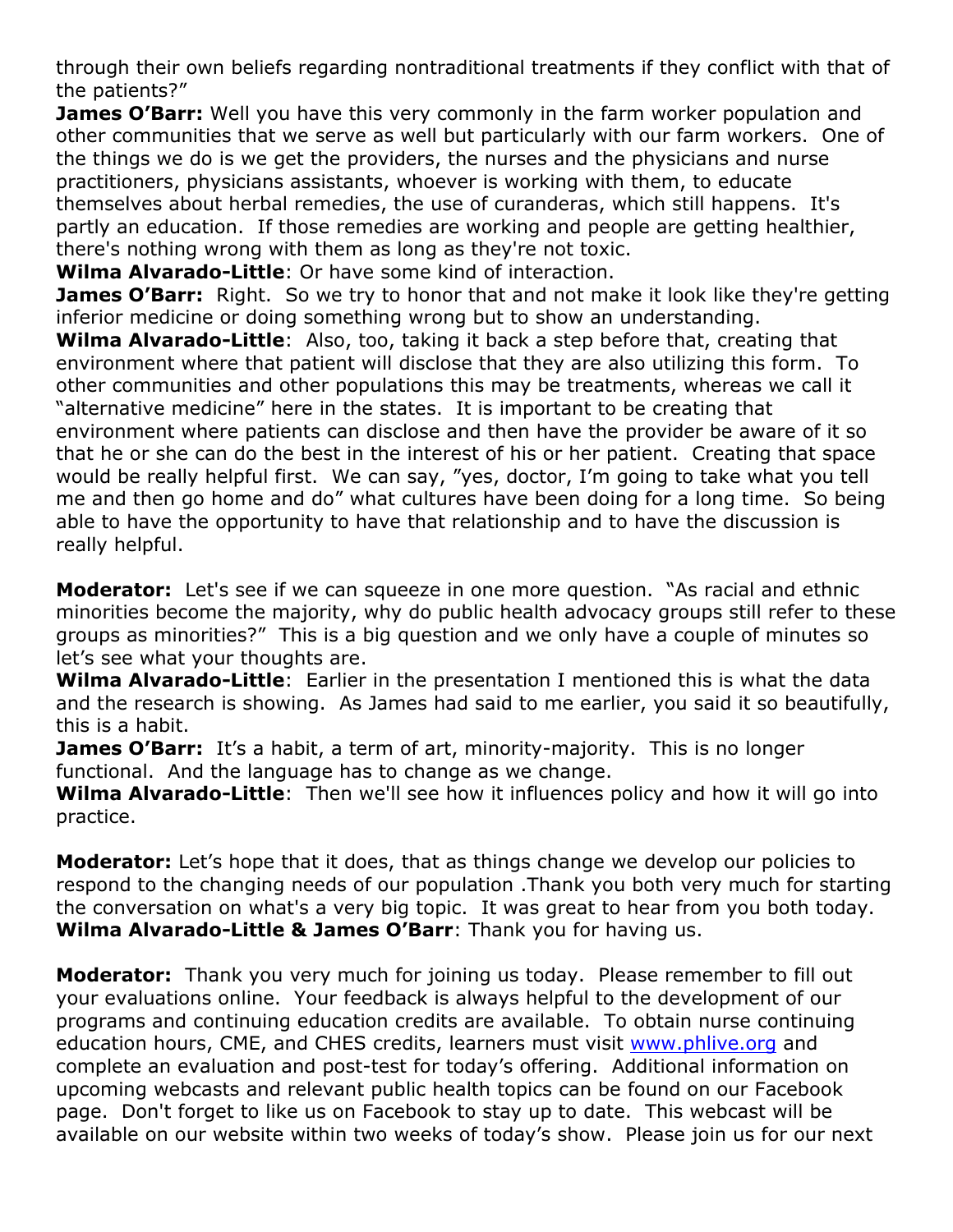through their own beliefs regarding nontraditional treatments if they conflict with that of the patients?"

**James O'Barr:** Well you have this very commonly in the farm worker population and other communities that we serve as well but particularly with our farm workers. One of the things we do is we get the providers, the nurses and the physicians and nurse practitioners, physicians assistants, whoever is working with them, to educate themselves about herbal remedies, the use of curanderas, which still happens. It's partly an education. If those remedies are working and people are getting healthier, there's nothing wrong with them as long as they're not toxic.

**Wilma Alvarado-Little**: Or have some kind of interaction.

**James O'Barr:** Right. So we try to honor that and not make it look like they're getting inferior medicine or doing something wrong but to show an understanding.

**Wilma Alvarado-Little**: Also, too, taking it back a step before that, creating that environment where that patient will disclose that they are also utilizing this form. To other communities and other populations this may be treatments, whereas we call it "alternative medicine" here in the states. It is important to be creating that environment where patients can disclose and then have the provider be aware of it so that he or she can do the best in the interest of his or her patient. Creating that space would be really helpful first. We can say, "yes, doctor, I'm going to take what you tell me and then go home and do" what cultures have been doing for a long time. So being able to have the opportunity to have that relationship and to have the discussion is really helpful.

**Moderator:** Let's see if we can squeeze in one more question. "As racial and ethnic minorities become the majority, why do public health advocacy groups still refer to these groups as minorities?" This is a big question and we only have a couple of minutes so let's see what your thoughts are.

**Wilma Alvarado-Little**: Earlier in the presentation I mentioned this is what the data and the research is showing. As James had said to me earlier, you said it so beautifully, this is a habit.

**James O'Barr:** It's a habit, a term of art, minority-majority. This is no longer functional. And the language has to change as we change.

**Wilma Alvarado-Little**: Then we'll see how it influences policy and how it will go into practice.

**Moderator:** Let's hope that it does, that as things change we develop our policies to respond to the changing needs of our population .Thank you both very much for starting the conversation on what's a very big topic. It was great to hear from you both today.

**Wilma Alvarado-Little & James O'Barr**: Thank you for having us.

**Moderator:** Thank you very much for joining us today. Please remember to fill out your evaluations online. Your feedback is always helpful to the development of our programs and continuing education credits are available. To obtain nurse continuing education hours, CME, and CHES credits, learners must visit [www.phlive.org](http://www.phlive.org) and complete an evaluation and post-test for today's offering. Additional information on upcoming webcasts and relevant public health topics can be found on our Facebook page. Don't forget to like us on Facebook to stay up to date. This webcast will be available on our website within two weeks of today's show. Please join us for our next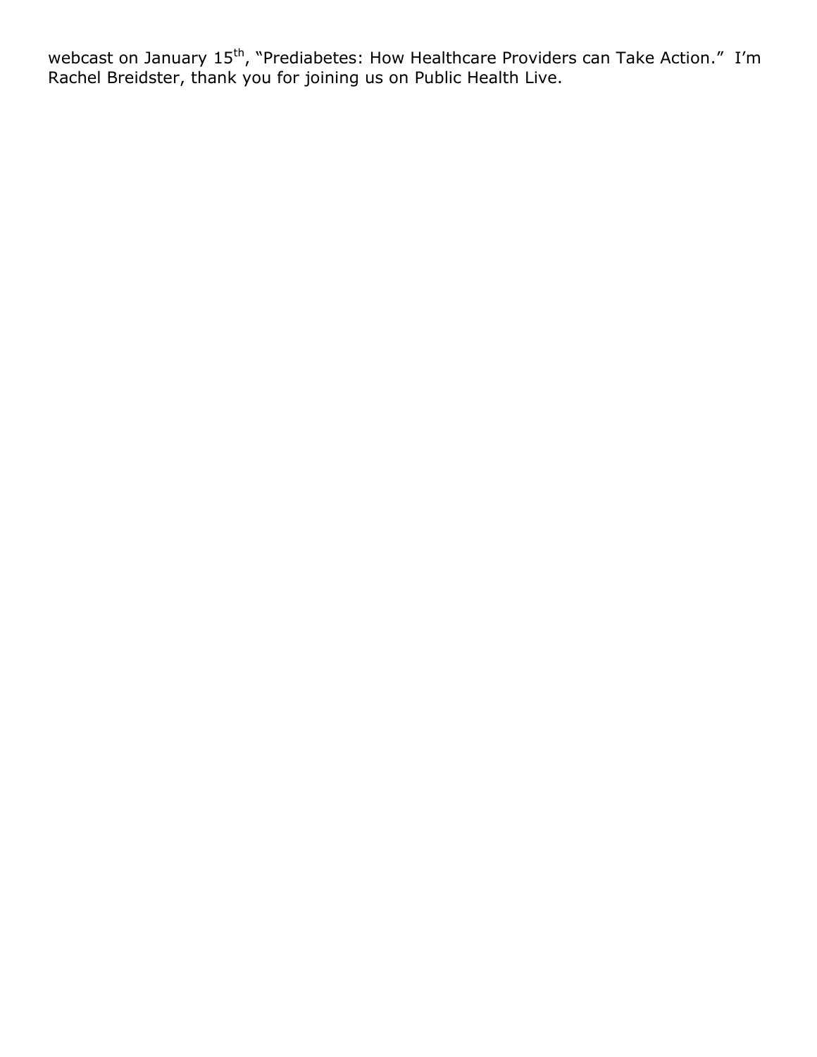webcast on January 15th, "Prediabetes: How Healthcare Providers can Take Action." I'm Rachel Breidster, thank you for joining us on Public Health Live.